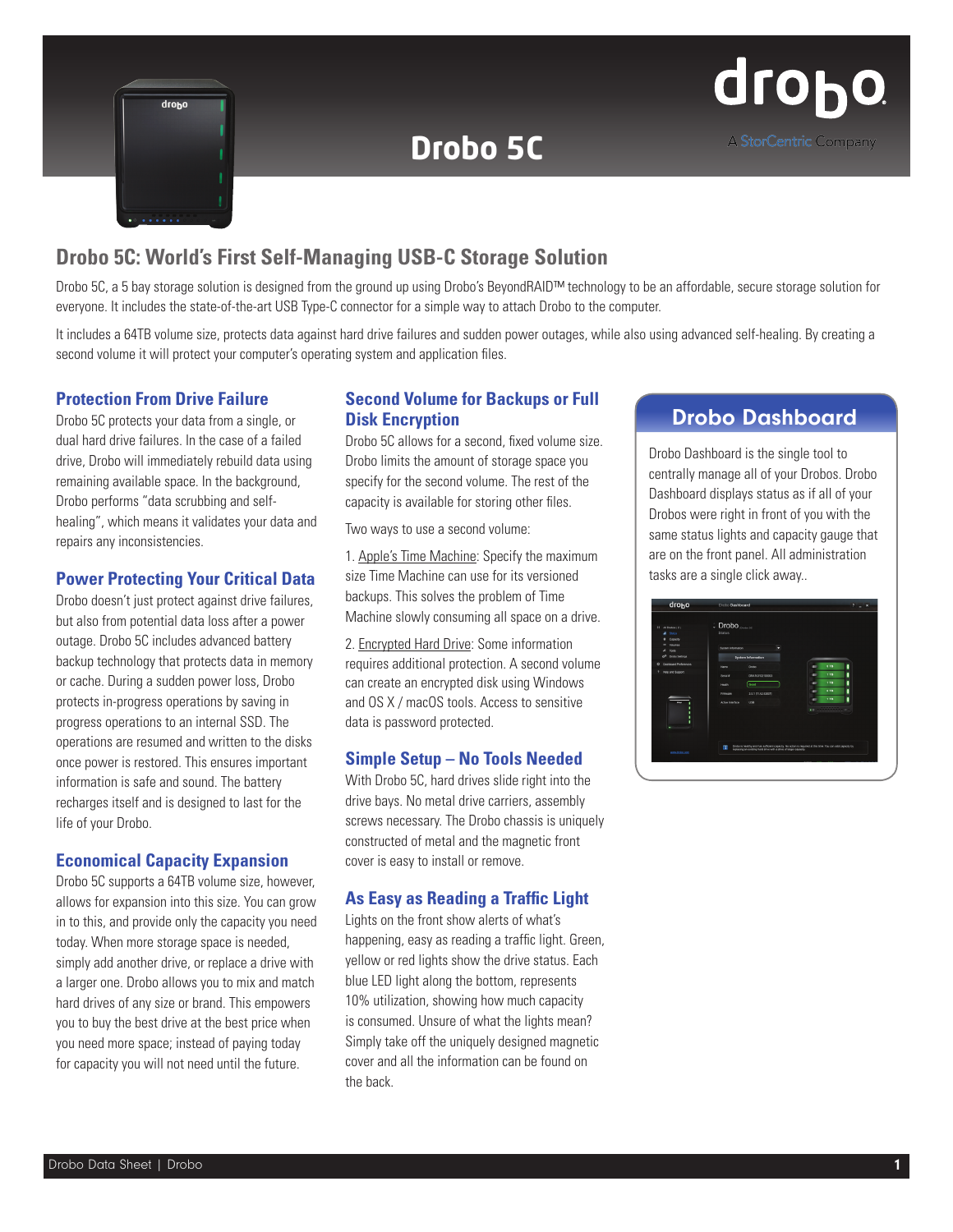# Drobo 5C

## Drobo 5C: World's First Self-Managing USB-C Storage Solution

Drobo 5C, a 5 bay storage solution is designed from the ground up using Drobo's BeyondRAID™ technology to be an affordable, secure storage solution for everyone. It includes the state-of-the-art USB Type-C connector for a simple way to attach Drobo to the computer.

It includes a 64TB volume size, protects data against hard drive failures and sudden power outages, while also using advanced self-healing. By creating a second volume it will protect your computer's operating system and application files.

### Protection From Drive Failure

Drobo 5C protects your data from a single, or dual hard drive failures. In the case of a failed drive, Drobo will immediately rebuild data using remaining available space. In the background, Drobo performs "data scrubbing and self-healing", which means it validates your data and repairs any inconsistencies.

### Power Protecting Your Critical Data

Drobo doesn't just protect against drive failures, but also from potential data loss after a power outage. Drobo 5C includes advanced battery backup technology that protects data in memory or cache. During a sudden power loss, Drobo protects in-progress operations by saving in progress operations to an internal SSD. The operations are resumed and written to the disks once power is restored. This ensures important information is safe and sound. The battery recharges itself and is designed to last for the life of your Drobo.

### Economical Capacity Expansion

Drobo 5C supports a 64TB volume size, however, allows for expansion into this size. You can grow in to this, and provide only the capacity you need today. When more storage space is needed, simply add another drive, or replace a drive with a larger one. Drobo allows you to mix and match hard drives of any size or brand. This empowers you to buy the best drive at the best price when you need more space; instead of paying today for capacity you will not need until the future.

### Second Volume for Backups or Full Disk Encryption

Drobo 5C allows for a second, fixed volume size. Drobo limits the amount of storage space you specify for the second volume. The rest of the capacity is available for storing other files.

Two ways to use a second volume:

1. Apple's Time Machine: Specify the maximum size Time Machine can use for its versioned backups. This solves the problem of Time Machine slowly consuming all space on a drive.
2. Encrypted Hard Drive: Some information requires additional protection. A second volume can create an encrypted disk using Windows and OS X / macOS tools. Access to sensitive data is password protected.

### Simple Setup – No Tools Needed

With Drobo 5C, hard drives slide right into the drive bays. No metal drive carriers, assembly screws necessary. The Drobo chassis is uniquely constructed of metal and the magnetic front cover is easy to install or remove.

### As Easy as Reading a Traffic Light

Lights on the front show alerts of what's happening, easy as reading a traffic light. Green, yellow or red lights show the drive status. Each blue LED light along the bottom, represents 10% utilization, showing how much capacity is consumed. Unsure of what the lights mean? Simply take off the uniquely designed magnetic cover and all the information can be found on the back.

### Drobo Dashboard

Drobo Dashboard is the single tool to centrally manage all of your Drobos. Drobo Dashboard displays status as if all of your Drobos were right in front of you with the same status lights and capacity gauge that are on the front panel. All administration tasks are a single click away..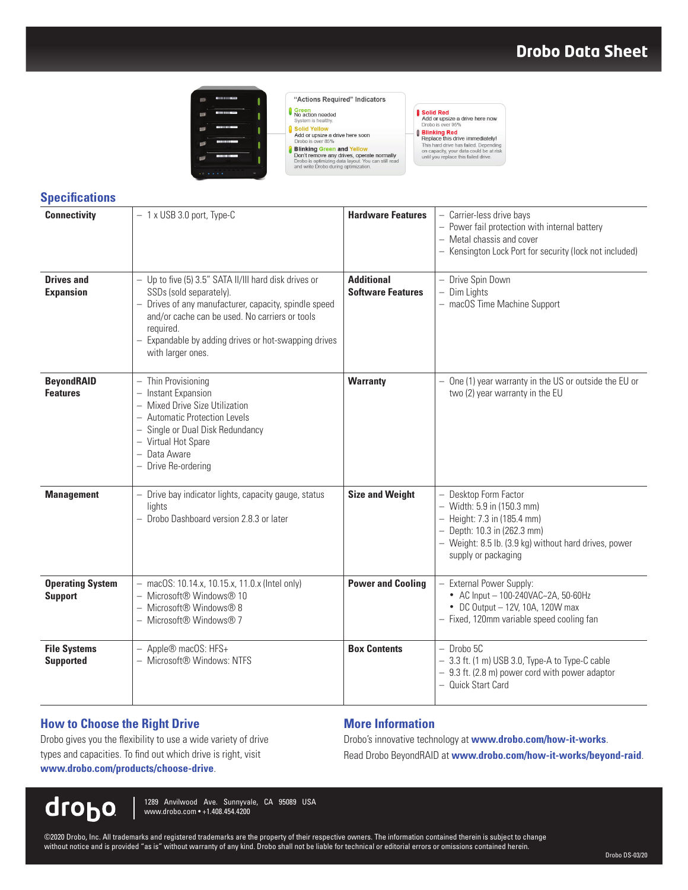# Drobo Data Sheet

"Actions Required" Indicators

**Green**
No action needed
System is healthy.

**Solid Yellow**
Add or upsize a drive here soon
Drobo is over 85%

**Blinking Green and Yellow**
Don't remove any drives, operate normally
Drobo is optimizing data layout. You can still read and write Drobo during optimization.

**Solid Red**
Add or upsize a drive here now
Drobo is over 95%

**Blinking Red**
Replace this drive immediately!
This hard drive has failed. Depending on capacity, your data could be at risk until you replace this failed drive.

## Specifications

| | | | |
|---|---|---|---|
| **Connectivity** | – 1 x USB 3.0 port, Type-C | **Hardware Features** | – Carrier-less drive bays<br>– Power fail protection with internal battery<br>– Metal chassis and cover<br>– Kensington Lock Port for security (lock not included) |
| **Drives and Expansion** | – Up to five (5) 3.5" SATA II/III hard disk drives or SSDs (sold separately).<br>– Drives of any manufacturer, capacity, spindle speed and/or cache can be used. No carriers or tools required.<br>– Expandable by adding drives or hot-swapping drives with larger ones. | **Additional Software Features** | – Drive Spin Down<br>– Dim Lights<br>– macOS Time Machine Support |
| **BeyondRAID Features** | – Thin Provisioning<br>– Instant Expansion<br>– Mixed Drive Size Utilization<br>– Automatic Protection Levels<br>– Single or Dual Disk Redundancy<br>– Virtual Hot Spare<br>– Data Aware<br>– Drive Re-ordering | **Warranty** | – One (1) year warranty in the US or outside the EU or two (2) year warranty in the EU |
| **Management** | – Drive bay indicator lights, capacity gauge, status lights<br>– Drobo Dashboard version 2.8.3 or later | **Size and Weight** | – Desktop Form Factor<br>– Width: 5.9 in (150.3 mm)<br>– Height: 7.3 in (185.4 mm)<br>– Depth: 10.3 in (262.3 mm)<br>– Weight: 8.5 lb. (3.9 kg) without hard drives, power supply or packaging |
| **Operating System Support** | – macOS: 10.14.x, 10.15.x, 11.0.x (Intel only)<br>– Microsoft® Windows® 10<br>– Microsoft® Windows® 8<br>– Microsoft® Windows® 7 | **Power and Cooling** | – External Power Supply:<br>• AC Input – 100-240VAC~2A, 50-60Hz<br>• DC Output – 12V, 10A, 120W max<br>– Fixed, 120mm variable speed cooling fan |
| **File Systems Supported** | – Apple® macOS: HFS+<br>– Microsoft® Windows: NTFS | **Box Contents** | – Drobo 5C<br>– 3.3 ft. (1 m) USB 3.0, Type-A to Type-C cable<br>– 9.3 ft. (2.8 m) power cord with power adaptor<br>– Quick Start Card |

## How to Choose the Right Drive

Drobo gives you the flexibility to use a wide variety of drive types and capacities. To find out which drive is right, visit **www.drobo.com/products/choose-drive**.

## More Information

Drobo's innovative technology at **www.drobo.com/how-it-works**.
Read Drobo BeyondRAID at **www.drobo.com/how-it-works/beyond-raid**.

drobo | 1289 Anvilwood Ave. Sunnyvale, CA 95089 USA
www.drobo.com • +1.408.454.4200

©2020 Drobo, Inc. All trademarks and registered trademarks are the property of their respective owners. The information contained therein is subject to change without notice and is provided "as is" without warranty of any kind. Drobo shall not be liable for technical or editorial errors or omissions contained herein.

Drobo DS-03/20